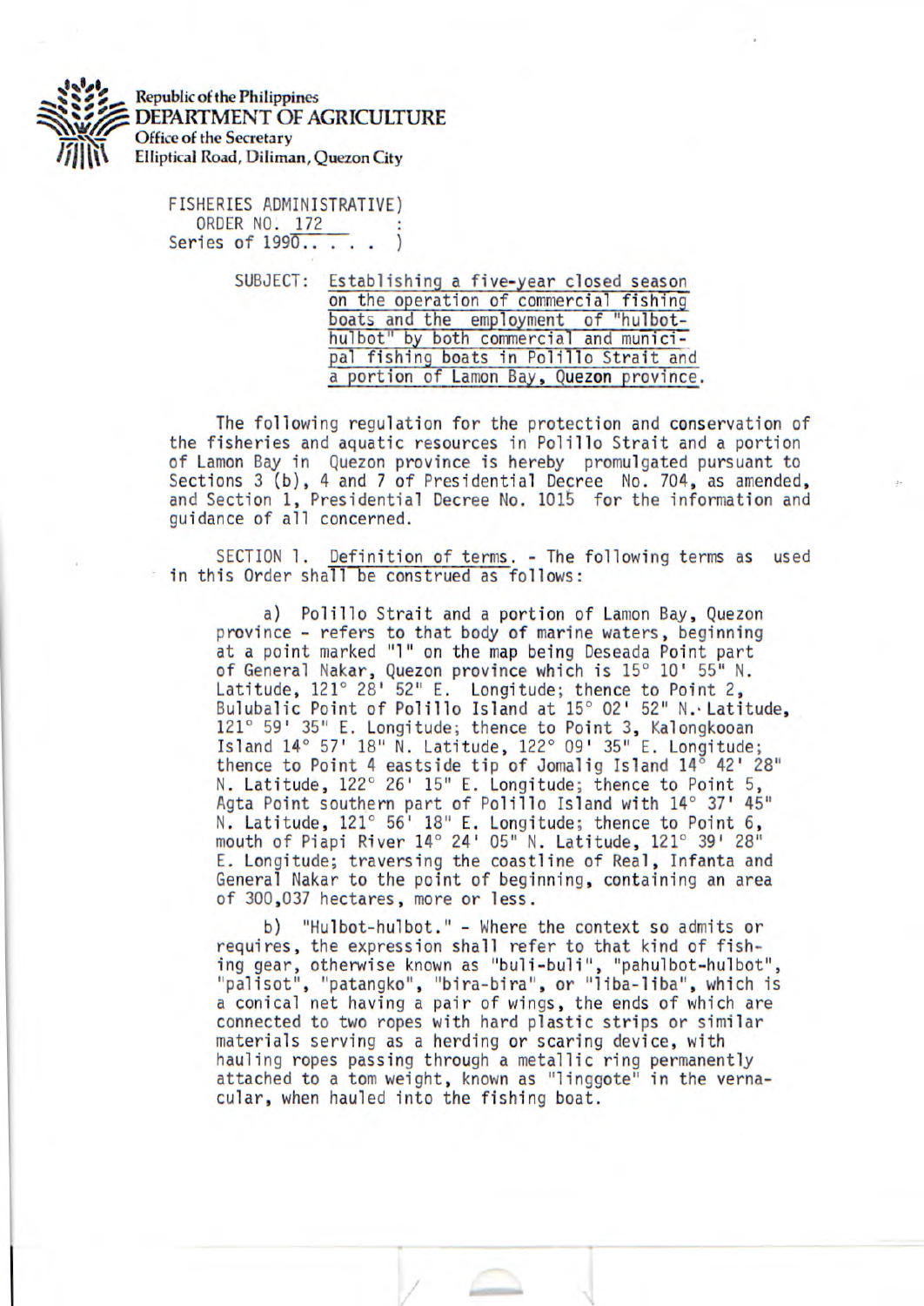Republic of the Philippines
**DEPARTMENT OF AGRICULTURE**
Office of the Secretary
Elliptical Road, Diliman, Quezon City

FISHERIES ADMINISTRATIVE ORDER NO. 172
Series of 1990

SUBJECT: Establishing a five-year closed season on the operation of commercial fishing boats and the employment of "hulbot-hulbot" by both commercial and municipal fishing boats in Polillo Strait and a portion of Lamon Bay, Quezon province.

The following regulation for the protection and conservation of the fisheries and aquatic resources in Polillo Strait and a portion of Lamon Bay in Quezon province is hereby promulgated pursuant to Sections 3 (b), 4 and 7 of Presidential Decree No. 704, as amended, and Section 1, Presidential Decree No. 1015 for the information and guidance of all concerned.

SECTION 1. Definition of terms. - The following terms as used in this Order shall be construed as follows:

a) Polillo Strait and a portion of Lamon Bay, Quezon province - refers to that body of marine waters, beginning at a point marked "1" on the map being Deseada Point part of General Nakar, Quezon province which is 15° 10' 55" N. Latitude, 121° 28' 52" E. Longitude; thence to Point 2, Bulubalic Point of Polillo Island at 15° 02' 52" N. Latitude, 121° 59' 35" E. Longitude; thence to Point 3, Kalongkooan Island 14° 57' 18" N. Latitude, 122° 09' 35" E. Longitude; thence to Point 4 eastside tip of Jomalig Island 14° 42' 28" N. Latitude, 122° 26' 15" E. Longitude; thence to Point 5, Agta Point southern part of Polillo Island with 14° 37' 45" N. Latitude, 121° 56' 18" E. Longitude; thence to Point 6, mouth of Piapi River 14° 24' 05" N. Latitude, 121° 39' 28" E. Longitude; traversing the coastline of Real, Infanta and General Nakar to the point of beginning, containing an area of 300,037 hectares, more or less.

b) "Hulbot-hulbot." - Where the context so admits or requires, the expression shall refer to that kind of fishing gear, otherwise known as "buli-buli", "pahulbot-hulbot", "palisot", "patangko", "bira-bira", or "liba-liba", which is a conical net having a pair of wings, the ends of which are connected to two ropes with hard plastic strips or similar materials serving as a herding or scaring device, with hauling ropes passing through a metallic ring permanently attached to a tom weight, known as "linggote" in the vernacular, when hauled into the fishing boat.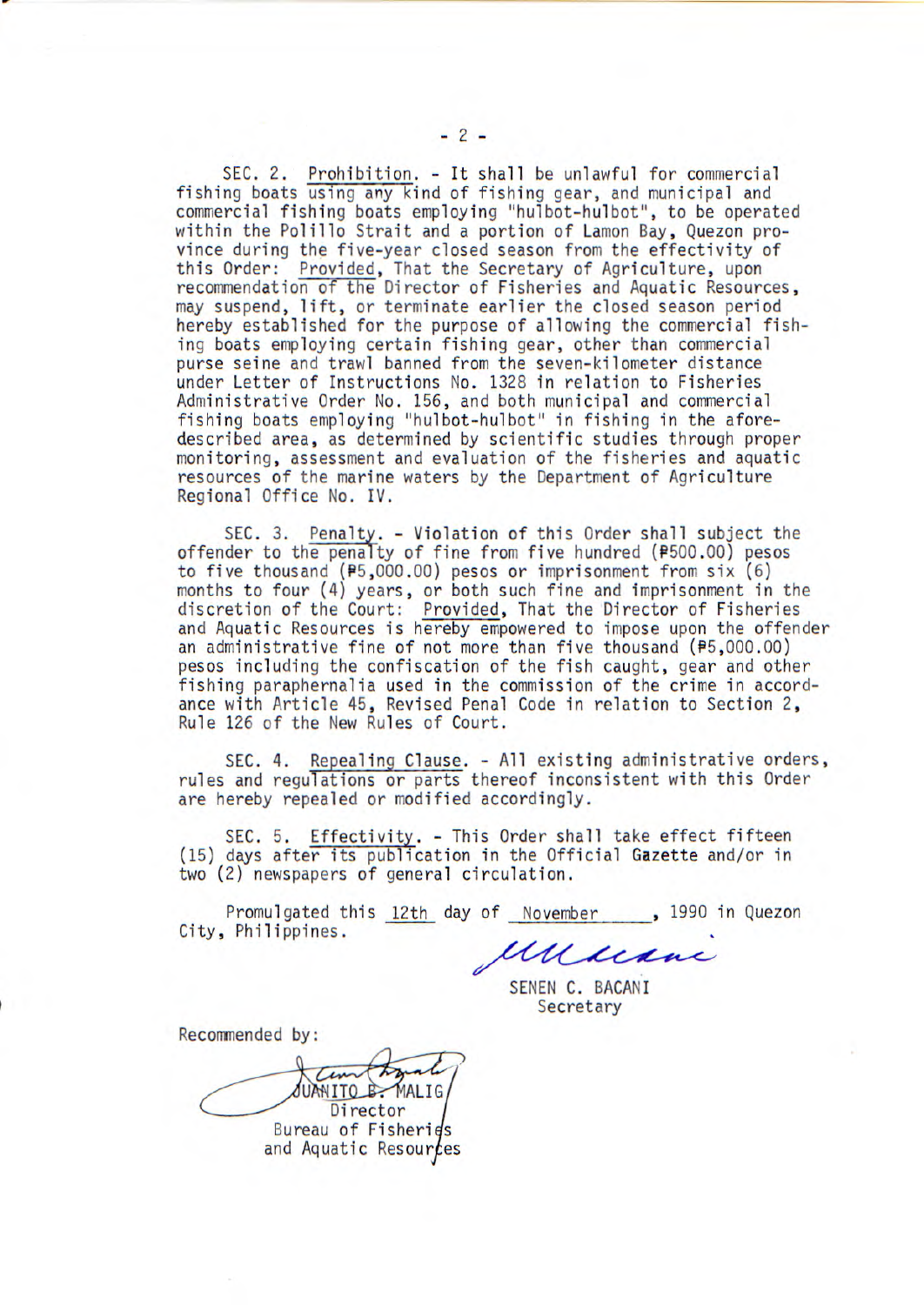SEC. 2. Prohibition. - It shall be unlawful for commercial fishing boats using any kind of fishing gear, and municipal and commercial fishing boats employing "hulbot-hulbot", to be operated within the Polillo Strait and a portion of Lamon Bay, Quezon province during the five-year closed season from the effectivity of this Order: Provided, That the Secretary of Agriculture, upon recommendation of the Director of Fisheries and Aquatic Resources, may suspend, lift, or terminate earlier the closed season period hereby established for the purpose of allowing the commercial fishing boats employing certain fishing gear, other than commercial purse seine and trawl banned from the seven-kilometer distance under Letter of Instructions No. 1328 in relation to Fisheries Administrative Order No. 156, and both municipal and commercial fishing boats employing "hulbot-hulbot" in fishing in the afore-described area, as determined by scientific studies through proper monitoring, assessment and evaluation of the fisheries and aquatic resources of the marine waters by the Department of Agriculture Regional Office No. IV.

SEC. 3. Penalty. - Violation of this Order shall subject the offender to the penalty of fine from five hundred (₱500.00) pesos to five thousand (₱5,000.00) pesos or imprisonment from six (6) months to four (4) years, or both such fine and imprisonment in the discretion of the Court: Provided, That the Director of Fisheries and Aquatic Resources is hereby empowered to impose upon the offender an administrative fine of not more than five thousand (₱5,000.00) pesos including the confiscation of the fish caught, gear and other fishing paraphernalia used in the commission of the crime in accordance with Article 45, Revised Penal Code in relation to Section 2, Rule 126 of the New Rules of Court.

SEC. 4. Repealing Clause. - All existing administrative orders, rules and regulations or parts thereof inconsistent with this Order are hereby repealed or modified accordingly.

SEC. 5. Effectivity. - This Order shall take effect fifteen (15) days after its publication in the Official Gazette and/or in two (2) newspapers of general circulation.

Promulgated this 12th day of November, 1990 in Quezon City, Philippines.

SENEN C. BACANI
Secretary

Recommended by:

JUANITO B. MALIG
Director
Bureau of Fisheries
and Aquatic Resources